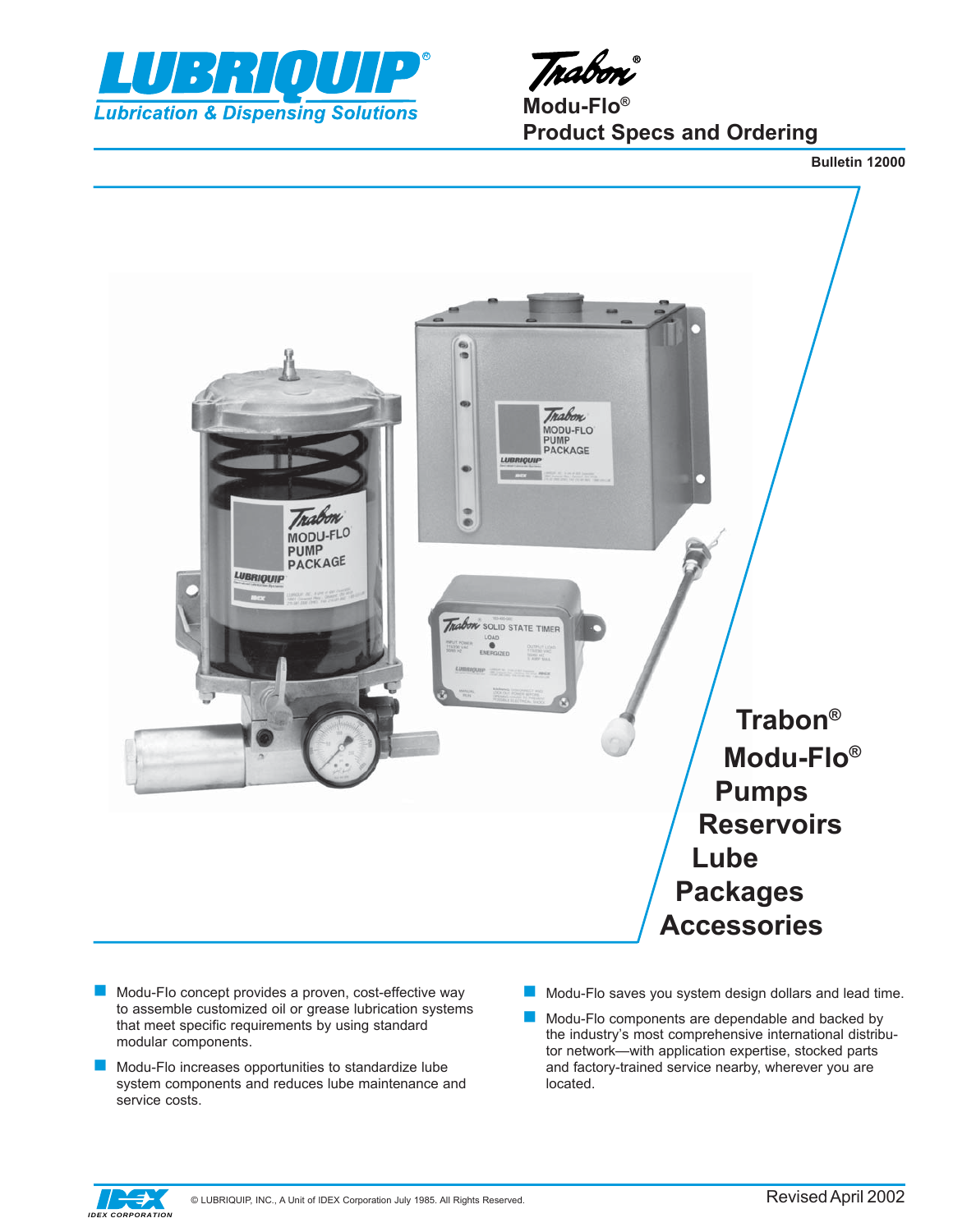# LUBRIQUIP®

*Lubrication & Dispensing Solutions*

Trabon®

**Modu-Flo®**

**Product Specs and Ordering**

**Bulletin 12000**

## Trabon® Modu-Flo® Pumps Reservoirs Lube Packages Accessories

- Modu-Flo concept provides a proven, cost-effective way to assemble customized oil or grease lubrication systems that meet specific requirements by using standard modular components.
- Modu-Flo increases opportunities to standardize lube system components and reduces lube maintenance and service costs.
- Modu-Flo saves you system design dollars and lead time.
- Modu-Flo components are dependable and backed by the industry's most comprehensive international distributor network—with application expertise, stocked parts and factory-trained service nearby, wherever you are located.

© LUBRIQUIP, INC., A Unit of IDEX Corporation July 1985. All Rights Reserved.

Revised April 2002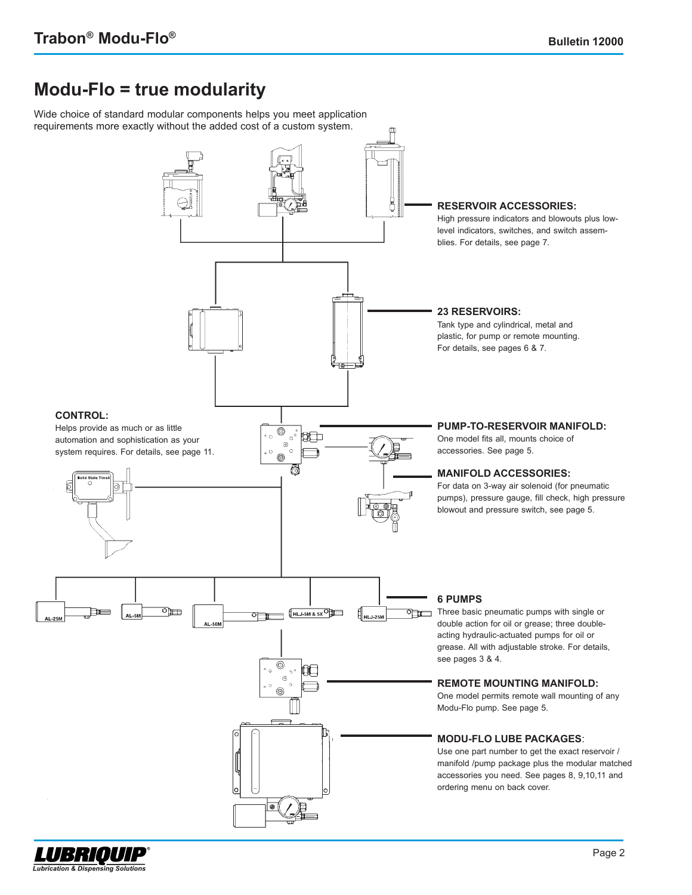# Modu-Flo = true modularity

Wide choice of standard modular components helps you meet application requirements more exactly without the added cost of a custom system.

**RESERVOIR ACCESSORIES:**
High pressure indicators and blowouts plus low-level indicators, switches, and switch assemblies. For details, see page 7.

**23 RESERVOIRS:**
Tank type and cylindrical, metal and plastic, for pump or remote mounting. For details, see pages 6 & 7.

**CONTROL:**
Helps provide as much or as little automation and sophistication as your system requires. For details, see page 11.

**PUMP-TO-RESERVOIR MANIFOLD:**
One model fits all, mounts choice of accessories. See page 5.

**MANIFOLD ACCESSORIES:**
For data on 3-way air solenoid (for pneumatic pumps), pressure gauge, fill check, high pressure blowout and pressure switch, see page 5.

Solid State Timer

AL-25M AL-5M AL-50M HLJ-5M & 5X HLJ-25M

**6 PUMPS**
Three basic pneumatic pumps with single or double action for oil or grease; three double-acting hydraulic-actuated pumps for oil or grease. All with adjustable stroke. For details, see pages 3 & 4.

**REMOTE MOUNTING MANIFOLD:**
One model permits remote wall mounting of any Modu-Flo pump. See page 5.

**MODU-FLO LUBE PACKAGES**:
Use one part number to get the exact reservoir / manifold /pump package plus the modular matched accessories you need. See pages 8, 9,10,11 and ordering menu on back cover.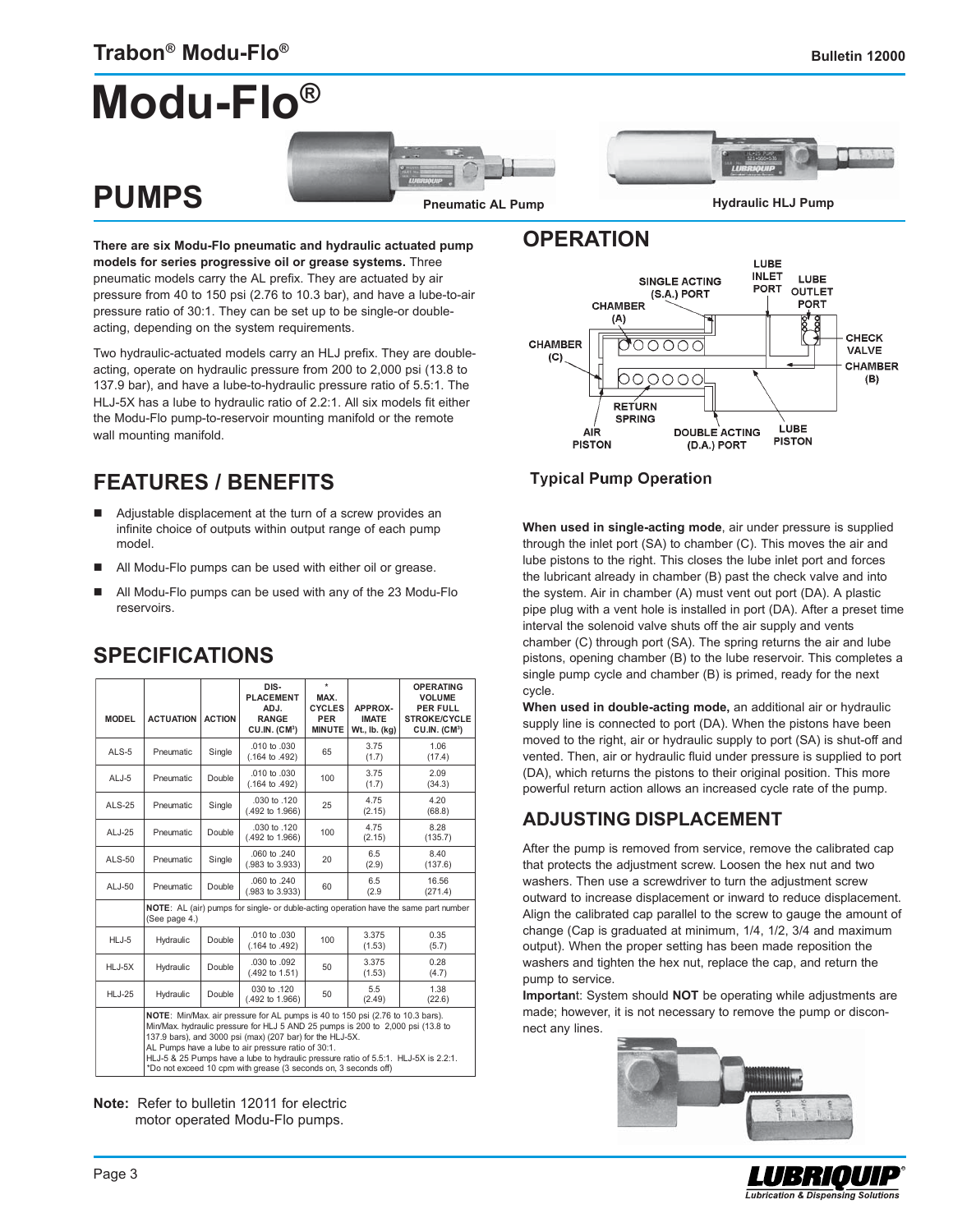# Modu-Flo®

# PUMPS

Pneumatic AL Pump

Hydraulic HLJ Pump

**There are six Modu-Flo pneumatic and hydraulic actuated pump models for series progressive oil or grease systems.** Three pneumatic models carry the AL prefix. They are actuated by air pressure from 40 to 150 psi (2.76 to 10.3 bar), and have a lube-to-air pressure ratio of 30:1. They can be set up to be single-or double-acting, depending on the system requirements.

Two hydraulic-actuated models carry an HLJ prefix. They are double-acting, operate on hydraulic pressure from 200 to 2,000 psi (13.8 to 137.9 bar), and have a lube-to-hydraulic pressure ratio of 5.5:1. The HLJ-5X has a lube to hydraulic ratio of 2.2:1. All six models fit either the Modu-Flo pump-to-reservoir mounting manifold or the remote wall mounting manifold.

## FEATURES / BENEFITS

- Adjustable displacement at the turn of a screw provides an infinite choice of outputs within output range of each pump model.
- All Modu-Flo pumps can be used with either oil or grease.
- All Modu-Flo pumps can be used with any of the 23 Modu-Flo reservoirs.

## SPECIFICATIONS

| MODEL | ACTUATION | ACTION | DISPLACEMENT ADJ. RANGE CU.IN. (CM³) | * MAX. CYCLES PER MINUTE | APPROXIMATE Wt., lb. (kg) | OPERATING VOLUME PER FULL STROKE/CYCLE CU.IN. (CM³) |
|---|---|---|---|---|---|---|
| ALS-5 | Pneumatic | Single | .010 to .030 (.164 to .492) | 65 | 3.75 (1.7) | 1.06 (17.4) |
| ALJ-5 | Pneumatic | Double | .010 to .030 (.164 to .492) | 100 | 3.75 (1.7) | 2.09 (34.3) |
| ALS-25 | Pneumatic | Single | .030 to .120 (.492 to 1.966) | 25 | 4.75 (2.15) | 4.20 (68.8) |
| ALJ-25 | Pneumatic | Double | .030 to .120 (.492 to 1.966) | 100 | 4.75 (2.15) | 8.28 (135.7) |
| ALS-50 | Pneumatic | Single | .060 to .240 (.983 to 3.933) | 20 | 6.5 (2.9) | 8.40 (137.6) |
| ALJ-50 | Pneumatic | Double | .060 to .240 (.983 to 3.933) | 60 | 6.5 (2.9 | 16.56 (271.4) |
| | NOTE: AL (air) pumps for single- or duble-acting operation have the same part number (See page 4.) | | | | | |
| HLJ-5 | Hydraulic | Double | .010 to .030 (.164 to .492) | 100 | 3.375 (1.53) | 0.35 (5.7) |
| HLJ-5X | Hydraulic | Double | .030 to .092 (.492 to 1.51) | 50 | 3.375 (1.53) | 0.28 (4.7) |
| HLJ-25 | Hydraulic | Double | 030 to .120 (.492 to 1.966) | 50 | 5.5 (2.49) | 1.38 (22.6) |
| | NOTE: Min/Max. air pressure for AL pumps is 40 to 150 psi (2.76 to 10.3 bars). Min/Max. hydraulic pressure for HLJ 5 AND 25 pumps is 200 to 2,000 psi (13.8 to 137.9 bars), and 3000 psi (max) (207 bar) for the HLJ-5X. AL Pumps have a lube to air pressure ratio of 30:1. HLJ-5 & 25 Pumps have a lube to hydraulic pressure ratio of 5.5:1. HLJ-5X is 2.2:1. *Do not exceed 10 cpm with grease (3 seconds on, 3 seconds off) | | | | | |

**Note:** Refer to bulletin 12011 for electric motor operated Modu-Flo pumps.

## OPERATION

Typical Pump Operation

**When used in single-acting mode**, air under pressure is supplied through the inlet port (SA) to chamber (C). This moves the air and lube pistons to the right. This closes the lube inlet port and forces the lubricant already in chamber (B) past the check valve and into the system. Air in chamber (A) must vent out port (DA). A plastic pipe plug with a vent hole is installed in port (DA). After a preset time interval the solenoid valve shuts off the air supply and vents chamber (C) through port (SA). The spring returns the air and lube pistons, opening chamber (B) to the lube reservoir. This completes a single pump cycle and chamber (B) is primed, ready for the next cycle.

**When used in double-acting mode,** an additional air or hydraulic supply line is connected to port (DA). When the pistons have been moved to the right, air or hydraulic supply to port (SA) is shut-off and vented. Then, air or hydraulic fluid under pressure is supplied to port (DA), which returns the pistons to their original position. This more powerful return action allows an increased cycle rate of the pump.

## ADJUSTING DISPLACEMENT

After the pump is removed from service, remove the calibrated cap that protects the adjustment screw. Loosen the hex nut and two washers. Then use a screwdriver to turn the adjustment screw outward to increase displacement or inward to reduce displacement. Align the calibrated cap parallel to the screw to gauge the amount of change (Cap is graduated at minimum, 1/4, 1/2, 3/4 and maximum output). When the proper setting has been made reposition the washers and tighten the hex nut, replace the cap, and return the pump to service.

**Important**: System should **NOT** be operating while adjustments are made; however, it is not necessary to remove the pump or disconnect any lines.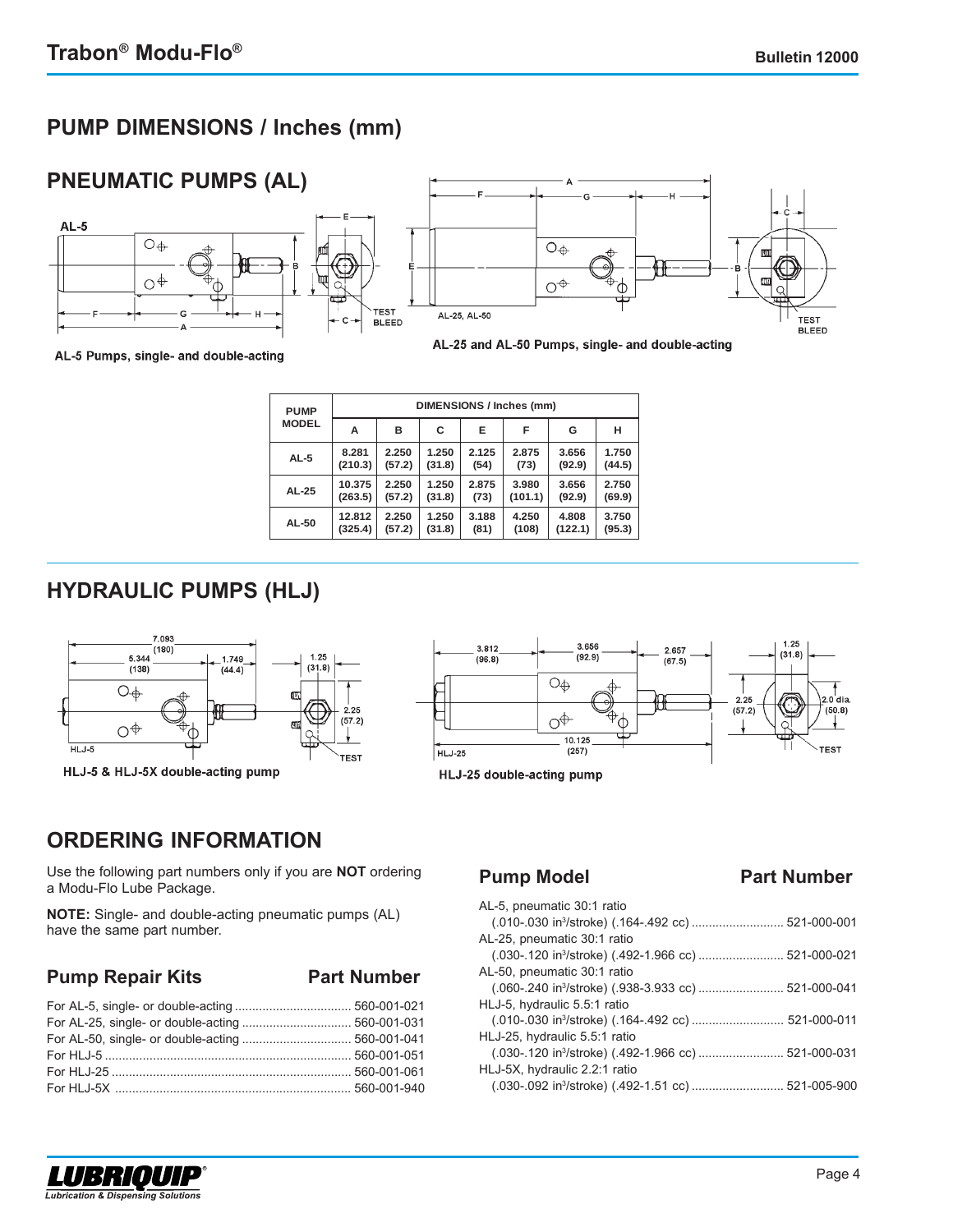## PUMP DIMENSIONS / Inches (mm)

### PNEUMATIC PUMPS (AL)

AL-5 Pumps, single- and double-acting

AL-25 and AL-50 Pumps, single- and double-acting

| PUMP MODEL | DIMENSIONS / Inches (mm) | | | | | | |
|---|---|---|---|---|---|---|---|
| | A | B | C | E | F | G | H |
| AL-5 | 8.281 (210.3) | 2.250 (57.2) | 1.250 (31.8) | 2.125 (54) | 2.875 (73) | 3.656 (92.9) | 1.750 (44.5) |
| AL-25 | 10.375 (263.5) | 2.250 (57.2) | 1.250 (31.8) | 2.875 (73) | 3.980 (101.1) | 3.656 (92.9) | 2.750 (69.9) |
| AL-50 | 12.812 (325.4) | 2.250 (57.2) | 1.250 (31.8) | 3.188 (81) | 4.250 (108) | 4.808 (122.1) | 3.750 (95.3) |

### HYDRAULIC PUMPS (HLJ)

HLJ-5 & HLJ-5X double-acting pump

HLJ-25 double-acting pump

## ORDERING INFORMATION

Use the following part numbers only if you are **NOT** ordering a Modu-Flo Lube Package.

**NOTE:** Single- and double-acting pneumatic pumps (AL) have the same part number.

| Pump Repair Kits | Part Number |
|---|---|
| For AL-5, single- or double-acting | 560-001-021 |
| For AL-25, single- or double-acting | 560-001-031 |
| For AL-50, single- or double-acting | 560-001-041 |
| For HLJ-5 | 560-001-051 |
| For HLJ-25 | 560-001-061 |
| For HLJ-5X | 560-001-940 |

| Pump Model | Part Number |
|---|---|
| AL-5, pneumatic 30:1 ratio (.010-.030 in³/stroke) (.164-.492 cc) | 521-000-001 |
| AL-25, pneumatic 30:1 ratio (.030-.120 in³/stroke) (.492-1.966 cc) | 521-000-021 |
| AL-50, pneumatic 30:1 ratio (.060-.240 in³/stroke) (.938-3.933 cc) | 521-000-041 |
| HLJ-5, hydraulic 5.5:1 ratio (.010-.030 in³/stroke) (.164-.492 cc) | 521-000-011 |
| HLJ-25, hydraulic 5.5:1 ratio (.030-.120 in³/stroke) (.492-1.966 cc) | 521-000-031 |
| HLJ-5X, hydraulic 2.2:1 ratio (.030-.092 in³/stroke) (.492-1.51 cc) | 521-005-900 |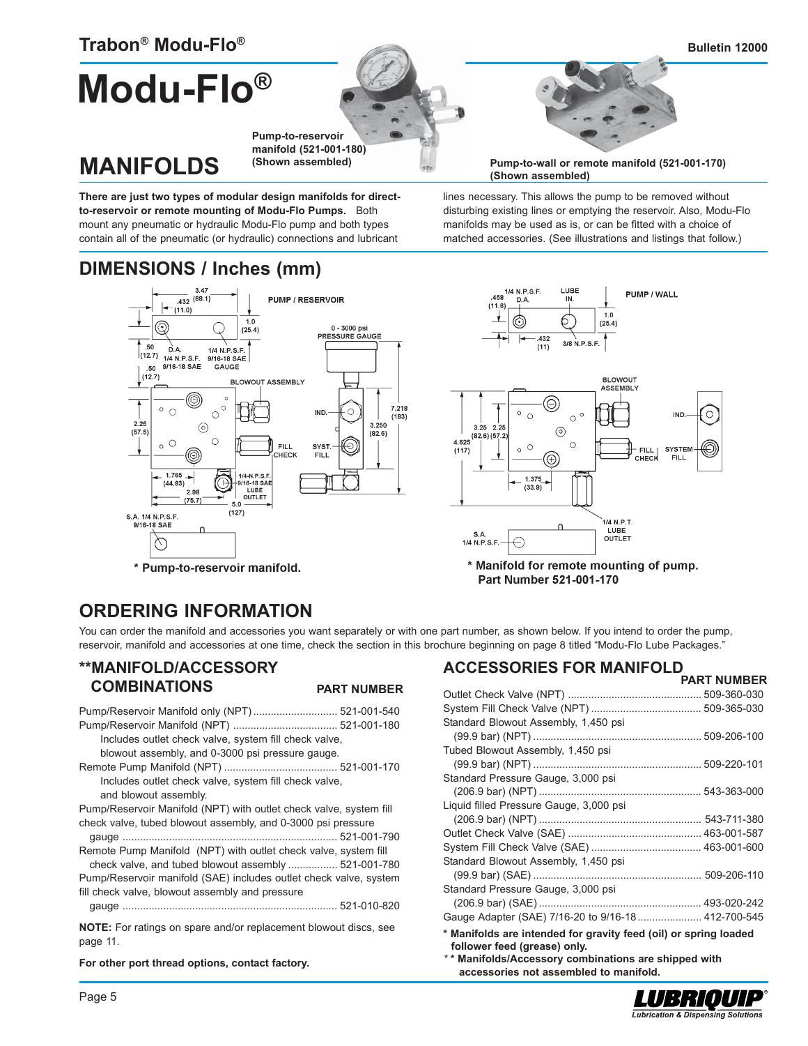# Modu-Flo®

## MANIFOLDS

Pump-to-reservoir manifold (521-001-180) (Shown assembled)

Pump-to-wall or remote manifold (521-001-170) (Shown assembled)

**There are just two types of modular design manifolds for direct-to-reservoir or remote mounting of Modu-Flo Pumps.** Both mount any pneumatic or hydraulic Modu-Flo pump and both types contain all of the pneumatic (or hydraulic) connections and lubricant lines necessary. This allows the pump to be removed without disturbing existing lines or emptying the reservoir. Also, Modu-Flo manifolds may be used as is, or can be fitted with a choice of matched accessories. (See illustrations and listings that follow.)

## DIMENSIONS / Inches (mm)

\* Pump-to-reservoir manifold.

\* Manifold for remote mounting of pump. Part Number 521-001-170

## ORDERING INFORMATION

You can order the manifold and accessories you want separately or with one part number, as shown below. If you intend to order the pump, reservoir, manifold and accessories at one time, check the section in this brochure beginning on page 8 titled "Modu-Flo Lube Packages."

### **MANIFOLD/ACCESSORY COMBINATIONS

| Description | PART NUMBER |
|---|---|
| Pump/Reservoir Manifold only (NPT) | 521-001-540 |
| Pump/Reservoir Manifold (NPT) — Includes outlet check valve, system fill check valve, blowout assembly, and 0-3000 psi pressure gauge. | 521-001-180 |
| Remote Pump Manifold (NPT) — Includes outlet check valve, system fill check valve, and blowout assembly. | 521-001-170 |
| Pump/Reservoir Manifold (NPT) with outlet check valve, system fill check valve, tubed blowout assembly, and 0-3000 psi pressure gauge | 521-001-790 |
| Remote Pump Manifold (NPT) with outlet check valve, system fill check valve, and tubed blowout assembly | 521-001-780 |
| Pump/Reservoir manifold (SAE) includes outlet check valve, system fill check valve, blowout assembly and pressure gauge | 521-010-820 |

**NOTE:** For ratings on spare and/or replacement blowout discs, see page 11.

**For other port thread options, contact factory.**

### ACCESSORIES FOR MANIFOLD

| Description | PART NUMBER |
|---|---|
| Outlet Check Valve (NPT) | 509-360-030 |
| System Fill Check Valve (NPT) | 509-365-030 |
| Standard Blowout Assembly, 1,450 psi (99.9 bar) (NPT) | 509-206-100 |
| Tubed Blowout Assembly, 1,450 psi (99.9 bar) (NPT) | 509-220-101 |
| Standard Pressure Gauge, 3,000 psi (206.9 bar) (NPT) | 543-363-000 |
| Liquid filled Pressure Gauge, 3,000 psi (206.9 bar) (NPT) | 543-711-380 |
| Outlet Check Valve (SAE) | 463-001-587 |
| System Fill Check Valve (SAE) | 463-001-600 |
| Standard Blowout Assembly, 1,450 psi (99.9 bar) (SAE) | 509-206-110 |
| Standard Pressure Gauge, 3,000 psi (206.9 bar) (SAE) | 493-020-242 |
| Gauge Adapter (SAE) 7/16-20 to 9/16-18 | 412-700-545 |

**\* Manifolds are intended for gravity feed (oil) or spring loaded follower feed (grease) only.**

**\*\* Manifolds/Accessory combinations are shipped with accessories not assembled to manifold.**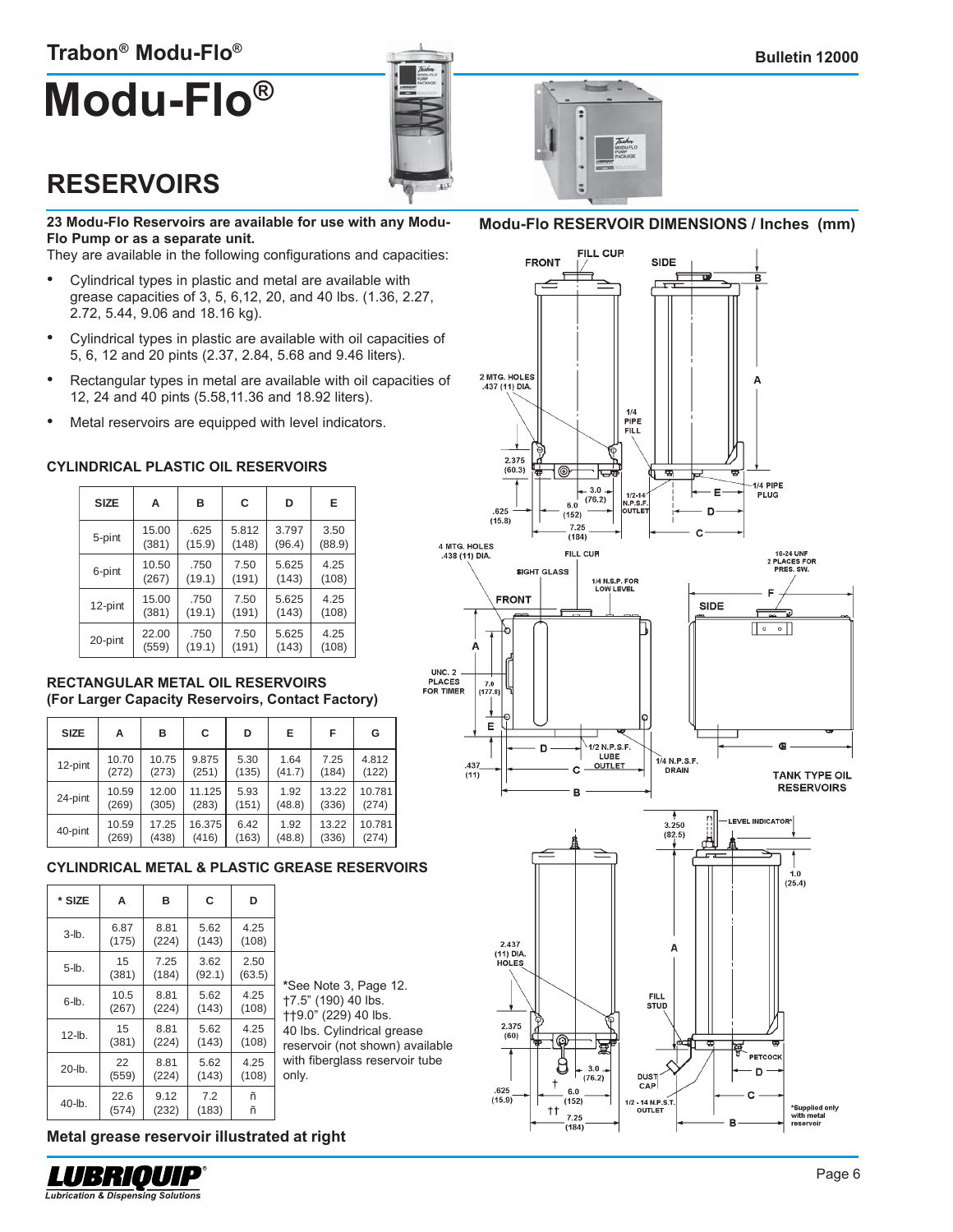# Modu-Flo®

## RESERVOIRS

**23 Modu-Flo Reservoirs are available for use with any Modu-Flo Pump or as a separate unit.**
They are available in the following configurations and capacities:

- Cylindrical types in plastic and metal are available with grease capacities of 3, 5, 6,12, 20, and 40 lbs. (1.36, 2.27, 2.72, 5.44, 9.06 and 18.16 kg).
- Cylindrical types in plastic are available with oil capacities of 5, 6, 12 and 20 pints (2.37, 2.84, 5.68 and 9.46 liters).
- Rectangular types in metal are available with oil capacities of 12, 24 and 40 pints (5.58,11.36 and 18.92 liters).
- Metal reservoirs are equipped with level indicators.

### CYLINDRICAL PLASTIC OIL RESERVOIRS

| SIZE | A | B | C | D | E |
|---|---|---|---|---|---|
| 5-pint | 15.00 (381) | .625 (15.9) | 5.812 (148) | 3.797 (96.4) | 3.50 (88.9) |
| 6-pint | 10.50 (267) | .750 (19.1) | 7.50 (191) | 5.625 (143) | 4.25 (108) |
| 12-pint | 15.00 (381) | .750 (19.1) | 7.50 (191) | 5.625 (143) | 4.25 (108) |
| 20-pint | 22.00 (559) | .750 (19.1) | 7.50 (191) | 5.625 (143) | 4.25 (108) |

### RECTANGULAR METAL OIL RESERVOIRS
### (For Larger Capacity Reservoirs, Contact Factory)

| SIZE | A | B | C | D | E | F | G |
|---|---|---|---|---|---|---|---|
| 12-pint | 10.70 (272) | 10.75 (273) | 9.875 (251) | 5.30 (135) | 1.64 (41.7) | 7.25 (184) | 4.812 (122) |
| 24-pint | 10.59 (269) | 12.00 (305) | 11.125 (283) | 5.93 (151) | 1.92 (48.8) | 13.22 (336) | 10.781 (274) |
| 40-pint | 10.59 (269) | 17.25 (438) | 16.375 (416) | 6.42 (163) | 1.92 (48.8) | 13.22 (336) | 10.781 (274) |

### CYLINDRICAL METAL & PLASTIC GREASE RESERVOIRS

| * SIZE | A | B | C | D |
|---|---|---|---|---|
| 3-lb. | 6.87 (175) | 8.81 (224) | 5.62 (143) | 4.25 (108) |
| 5-lb. | 15 (381) | 7.25 (184) | 3.62 (92.1) | 2.50 (63.5) |
| 6-lb. | 10.5 (267) | 8.81 (224) | 5.62 (143) | 4.25 (108) |
| 12-lb. | 15 (381) | 8.81 (224) | 5.62 (143) | 4.25 (108) |
| 20-lb. | 22 (559) | 8.81 (224) | 5.62 (143) | 4.25 (108) |
| 40-lb. | 22.6 (574) | 9.12 (232) | 7.2 (183) | ñ ñ |

*See Note 3, Page 12.
†7.5" (190) 40 lbs.
††9.0" (229) 40 lbs.
40 lbs. Cylindrical grease reservoir (not shown) available with fiberglass reservoir tube only.

**Metal grease reservoir illustrated at right**

### Modu-Flo RESERVOIR DIMENSIONS / Inches (mm)

TANK TYPE OIL RESERVOIRS

*Supplied only with metal reservoir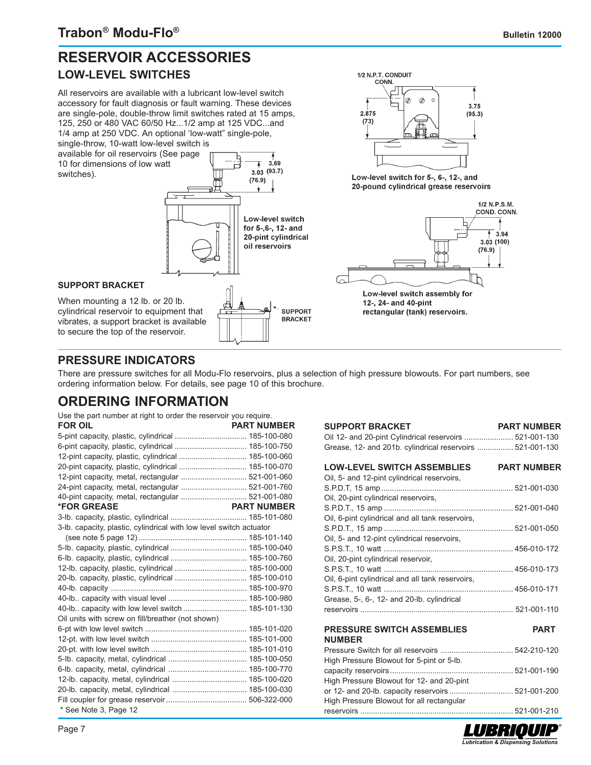# RESERVOIR ACCESSORIES

## LOW-LEVEL SWITCHES

All reservoirs are available with a lubricant low-level switch accessory for fault diagnosis or fault warning. These devices are single-pole, double-throw limit switches rated at 15 amps, 125, 250 or 480 VAC 60/50 Hz...1/2 amp at 125 VDC...and 1/4 amp at 250 VDC. An optional 'low-watt" single-pole, single-throw, 10-watt low-level switch is available for oil reservoirs (See page 10 for dimensions of low watt switches).

Low-level switch for 5-,6-, 12- and 20-pint cylindrical oil reservoirs

Low-level switch for 5-, 6-, 12-, and 20-pound cylindrical grease reservoirs

Low-level switch assembly for 12-, 24- and 40-pint rectangular (tank) reservoirs.

### SUPPORT BRACKET

When mounting a 12 lb. or 20 lb. cylindrical reservoir to equipment that vibrates, a support bracket is available to secure the top of the reservoir.

## PRESSURE INDICATORS

There are pressure switches for all Modu-Flo reservoirs, plus a selection of high pressure blowouts. For part numbers, see ordering information below. For details, see page 10 of this brochure.

## ORDERING INFORMATION

Use the part number at right to order the reservoir you require.

| FOR OIL | PART NUMBER |
|---|---|
| 5-pint capacity, plastic, cylindrical | 185-100-080 |
| 6-pint capacity, plastic, cylindrical | 185-100-750 |
| 12-pint capacity, plastic, cylindrical | 185-100-060 |
| 20-pint capacity, plastic, cylindrical | 185-100-070 |
| 12-pint capacity, metal, rectangular | 521-001-060 |
| 24-pint capacity, metal, rectangular | 521-001-760 |
| 40-pint capacity, metal, rectangular | 521-001-080 |

| *FOR GREASE | PART NUMBER |
|---|---|
| 3-lb. capacity, plastic, cylindrical | 185-101-080 |
| 3-lb. capacity, plastic, cylindrical with low level switch actuator (see note 5 page 12) | 185-101-140 |
| 5-lb. capacity, plastic, cylindrical | 185-100-040 |
| 6-lb. capacity, plastic, cylindrical | 185-100-760 |
| 12-lb. capacity, plastic, cylindrical | 185-100-000 |
| 20-lb. capacity, plastic, cylindrical | 185-100-010 |
| 40-lb. capacity | 185-100-970 |
| 40-lb.. capacity with visual level | 185-100-980 |
| 40-lb.. capacity with low level switch | 185-101-130 |
| Oil units with screw on fill/breather (not shown) | |
| 6-pt with low level switch | 185-101-020 |
| 12-pt. with low level switch | 185-101-000 |
| 20-pt. with low level switch | 185-101-010 |
| 5-lb. capacity, metal, cylindrical | 185-100-050 |
| 6-lb. capacity, metal, cylindrical | 185-100-770 |
| 12-lb. capacity, metal, cylindrical | 185-100-020 |
| 20-lb. capacity, metal, cylindrical | 185-100-030 |
| Fill coupler for grease reservoir | 506-322-000 |

* See Note 3, Page 12

| SUPPORT BRACKET | PART NUMBER |
|---|---|
| Oil 12- and 20-pint Cylindrical reservoirs | 521-001-130 |
| Grease, 12- and 201b. cylindrical reservoirs | 521-001-130 |

| LOW-LEVEL SWITCH ASSEMBLIES | PART NUMBER |
|---|---|
| Oil, 5- and 12-pint cylindrical reservoirs, S.P.D.T, 15 amp | 521-001-030 |
| Oil, 20-pint cylindrical reservoirs, S.P.D.T., 15 amp | 521-001-040 |
| Oil, 6-pint cylindrical and all tank reservoirs, S.P.D.T., 15 amp | 521-001-050 |
| Oil, 5- and 12-pint cylindrical reservoirs, S.P.S.T., 10 watt | 456-010-172 |
| Oil, 20-pint cylindrical reservoir, S.P.S.T., 10 watt | 456-010-173 |
| Oil, 6-pint cylindrical and all tank reservoirs, S.P.S.T., 10 watt | 456-010-171 |
| Grease, 5-, 6-, 12- and 20-lb. cylindrical reservoirs | 521-001-110 |

| PRESSURE SWITCH ASSEMBLIES | PART NUMBER |
|---|---|
| Pressure Switch for all reservoirs | 542-210-120 |
| High Pressure Blowout for 5-pint or 5-lb. capacity reservoirs | 521-001-190 |
| High Pressure Blowout for 12- and 20-pint or 12- and 20-lb. capacity reservoirs | 521-001-200 |
| High Pressure Blowout for all rectangular reservoirs | 521-001-210 |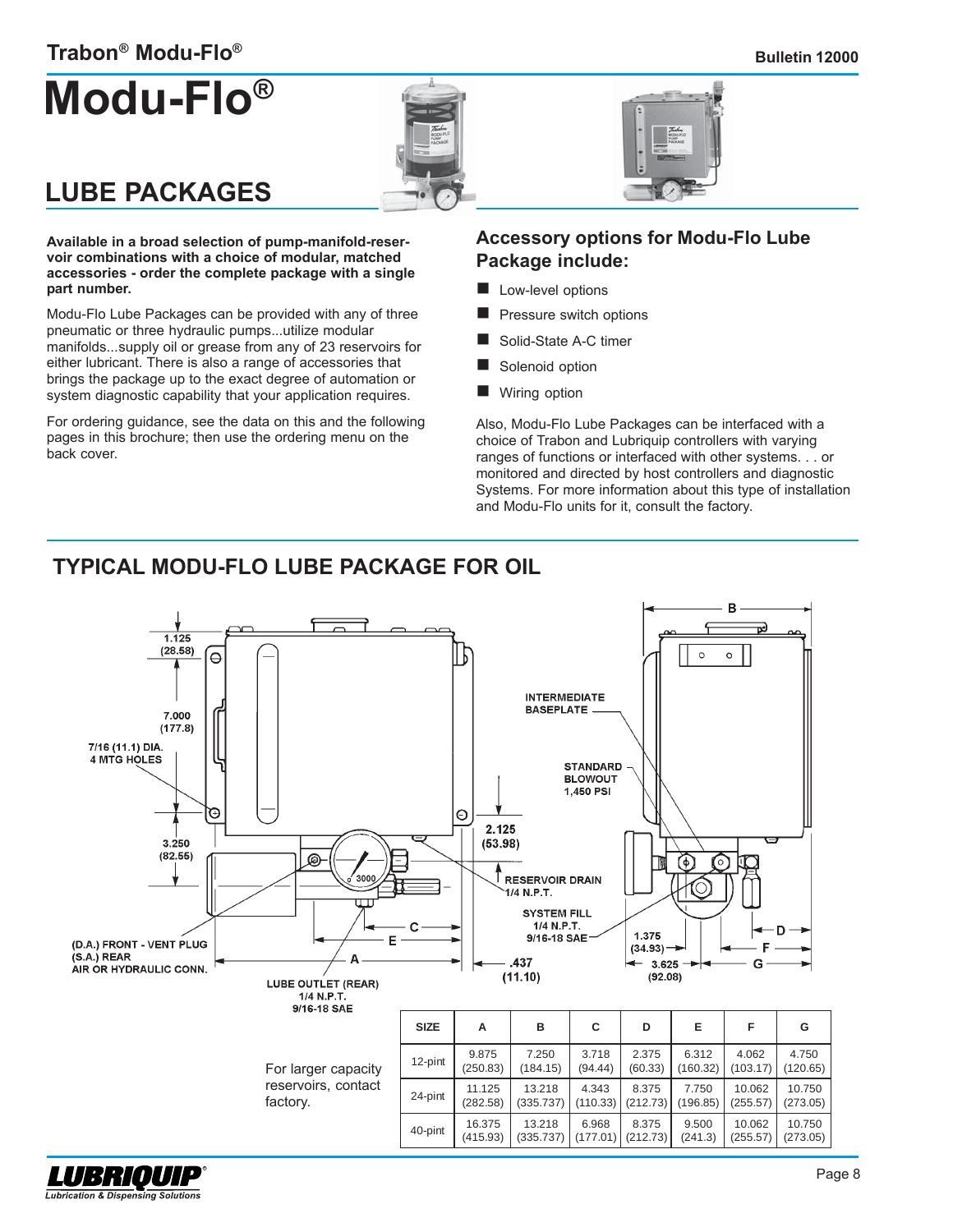# Modu-Flo®

## LUBE PACKAGES

**Available in a broad selection of pump-manifold-reservoir combinations with a choice of modular, matched accessories - order the complete package with a single part number.**

Modu-Flo Lube Packages can be provided with any of three pneumatic or three hydraulic pumps...utilize modular manifolds...supply oil or grease from any of 23 reservoirs for either lubricant. There is also a range of accessories that brings the package up to the exact degree of automation or system diagnostic capability that your application requires.

For ordering guidance, see the data on this and the following pages in this brochure; then use the ordering menu on the back cover.

### Accessory options for Modu-Flo Lube Package include:

- Low-level options
- Pressure switch options
- Solid-State A-C timer
- Solenoid option
- Wiring option

Also, Modu-Flo Lube Packages can be interfaced with a choice of Trabon and Lubriquip controllers with varying ranges of functions or interfaced with other systems. . . or monitored and directed by host controllers and diagnostic Systems. For more information about this type of installation and Modu-Flo units for it, consult the factory.

## TYPICAL MODU-FLO LUBE PACKAGE FOR OIL

1.125 (28.58)

7.000 (177.8)

7/16 (11.1) DIA. 4 MTG HOLES

3.250 (82.55)

(D.A.) FRONT - VENT PLUG (S.A.) REAR AIR OR HYDRAULIC CONN.

LUBE OUTLET (REAR) 1/4 N.P.T. 9/16-18 SAE

INTERMEDIATE BASEPLATE

STANDARD BLOWOUT 1,450 PSI

2.125 (53.98)

RESERVOIR DRAIN 1/4 N.P.T.

SYSTEM FILL 1/4 N.P.T. 9/16-18 SAE

.437 (11.10)

1.375 (34.93)

3.625 (92.08)

For larger capacity reservoirs, contact factory.

| SIZE | A | B | C | D | E | F | G |
|---|---|---|---|---|---|---|---|
| 12-pint | 9.875 (250.83) | 7.250 (184.15) | 3.718 (94.44) | 2.375 (60.33) | 6.312 (160.32) | 4.062 (103.17) | 4.750 (120.65) |
| 24-pint | 11.125 (282.58) | 13.218 (335.737) | 4.343 (110.33) | 8.375 (212.73) | 7.750 (196.85) | 10.062 (255.57) | 10.750 (273.05) |
| 40-pint | 16.375 (415.93) | 13.218 (335.737) | 6.968 (177.01) | 8.375 (212.73) | 9.500 (241.3) | 10.062 (255.57) | 10.750 (273.05) |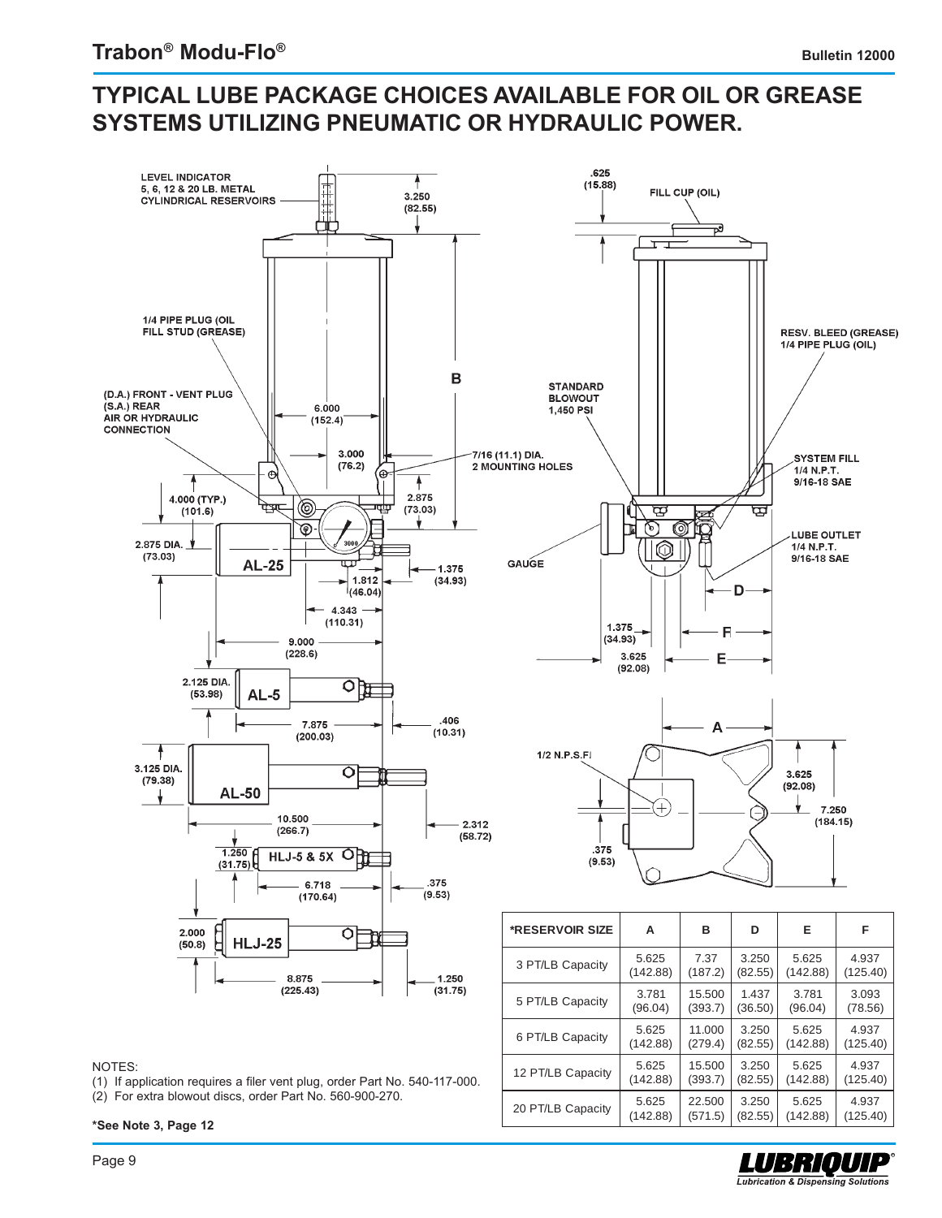# TYPICAL LUBE PACKAGE CHOICES AVAILABLE FOR OIL OR GREASE SYSTEMS UTILIZING PNEUMATIC OR HYDRAULIC POWER.

| *RESERVOIR SIZE | A | B | D | E | F |
|---|---|---|---|---|---|
| 3 PT/LB Capacity | 5.625 (142.88) | 7.37 (187.2) | 3.250 (82.55) | 5.625 (142.88) | 4.937 (125.40) |
| 5 PT/LB Capacity | 3.781 (96.04) | 15.500 (393.7) | 1.437 (36.50) | 3.781 (96.04) | 3.093 (78.56) |
| 6 PT/LB Capacity | 5.625 (142.88) | 11.000 (279.4) | 3.250 (82.55) | 5.625 (142.88) | 4.937 (125.40) |
| 12 PT/LB Capacity | 5.625 (142.88) | 15.500 (393.7) | 3.250 (82.55) | 5.625 (142.88) | 4.937 (125.40) |
| 20 PT/LB Capacity | 5.625 (142.88) | 22.500 (571.5) | 3.250 (82.55) | 5.625 (142.88) | 4.937 (125.40) |

NOTES:

(1) If application requires a filer vent plug, order Part No. 540-117-000.

(2) For extra blowout discs, order Part No. 560-900-270.

**\*See Note 3, Page 12**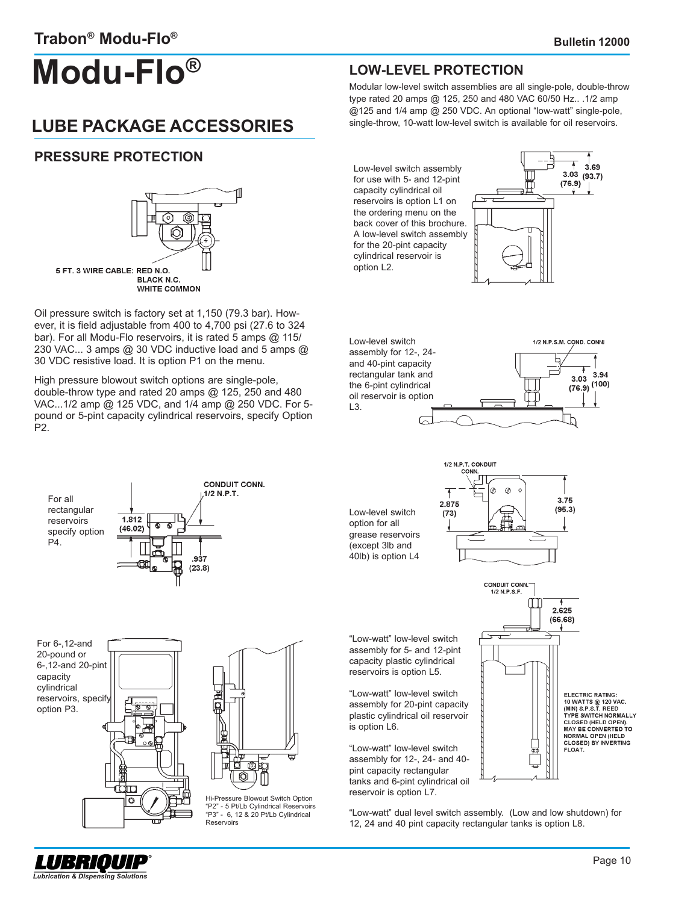# Modu-Flo®

## LUBE PACKAGE ACCESSORIES

### PRESSURE PROTECTION

5 FT. 3 WIRE CABLE: RED N.O.
BLACK N.C.
WHITE COMMON

Oil pressure switch is factory set at 1,150 (79.3 bar). However, it is field adjustable from 400 to 4,700 psi (27.6 to 324 bar). For all Modu-Flo reservoirs, it is rated 5 amps @ 115/230 VAC... 3 amps @ 30 VDC inductive load and 5 amps @ 30 VDC resistive load. It is option P1 on the menu.

High pressure blowout switch options are single-pole, double-throw type and rated 20 amps @ 125, 250 and 480 VAC...1/2 amp @ 125 VDC, and 1/4 amp @ 250 VDC. For 5-pound or 5-pint capacity cylindrical reservoirs, specify Option P2.

For all rectangular reservoirs specify option P4.

CONDUIT CONN. 1/2 N.P.T.

1.812 (46.02)

.937 (23.8)

For 6-,12-and 20-pound or 6-,12-and 20-pint capacity cylindrical reservoirs, specify option P3.

Hi-Pressure Blowout Switch Option
"P2" - 5 Pt/Lb Cylindrical Reservoirs
"P3" - 6, 12 & 20 Pt/Lb Cylindrical Reservoirs

## LOW-LEVEL PROTECTION

Modular low-level switch assemblies are all single-pole, double-throw type rated 20 amps @ 125, 250 and 480 VAC 60/50 Hz.. .1/2 amp @125 and 1/4 amp @ 250 VDC. An optional "low-watt" single-pole, single-throw, 10-watt low-level switch is available for oil reservoirs.

Low-level switch assembly for use with 5- and 12-pint capacity cylindrical oil reservoirs is option L1 on the ordering menu on the back cover of this brochure. A low-level switch assembly for the 20-pint capacity cylindrical reservoir is option L2.

3.03 (76.9)

3.69 (93.7)

Low-level switch assembly for 12-, 24- and 40-pint capacity rectangular tank and the 6-pint cylindrical oil reservoir is option L3.

1/2 N.P.S.M. COND. CONN

3.03 (76.9)

3.94 (100)

Low-level switch option for all grease reservoirs (except 3lb and 40lb) is option L4

1/2 N.P.T. CONDUIT CONN.

2.875 (73)

3.75 (95.3)

"Low-watt" low-level switch assembly for 5- and 12-pint capacity plastic cylindrical reservoirs is option L5.

"Low-watt" low-level switch assembly for 20-pint capacity plastic cylindrical oil reservoir is option L6.

"Low-watt" low-level switch assembly for 12-, 24- and 40-pint capacity rectangular tanks and 6-pint cylindrical oil reservoir is option L7.

CONDUIT CONN. 1/2 N.P.S.F.

2.625 (66.68)

ELECTRIC RATING: 10 WATTS @ 120 VAC. (MIN) S.P.S.T. REED TYPE SWITCH NORMALLY CLOSED (HELD OPEN). MAY BE CONVERTED TO NORMAL OPEN (HELD CLOSED) BY INVERTING FLOAT.

"Low-watt" dual level switch assembly. (Low and low shutdown) for 12, 24 and 40 pint capacity rectangular tanks is option L8.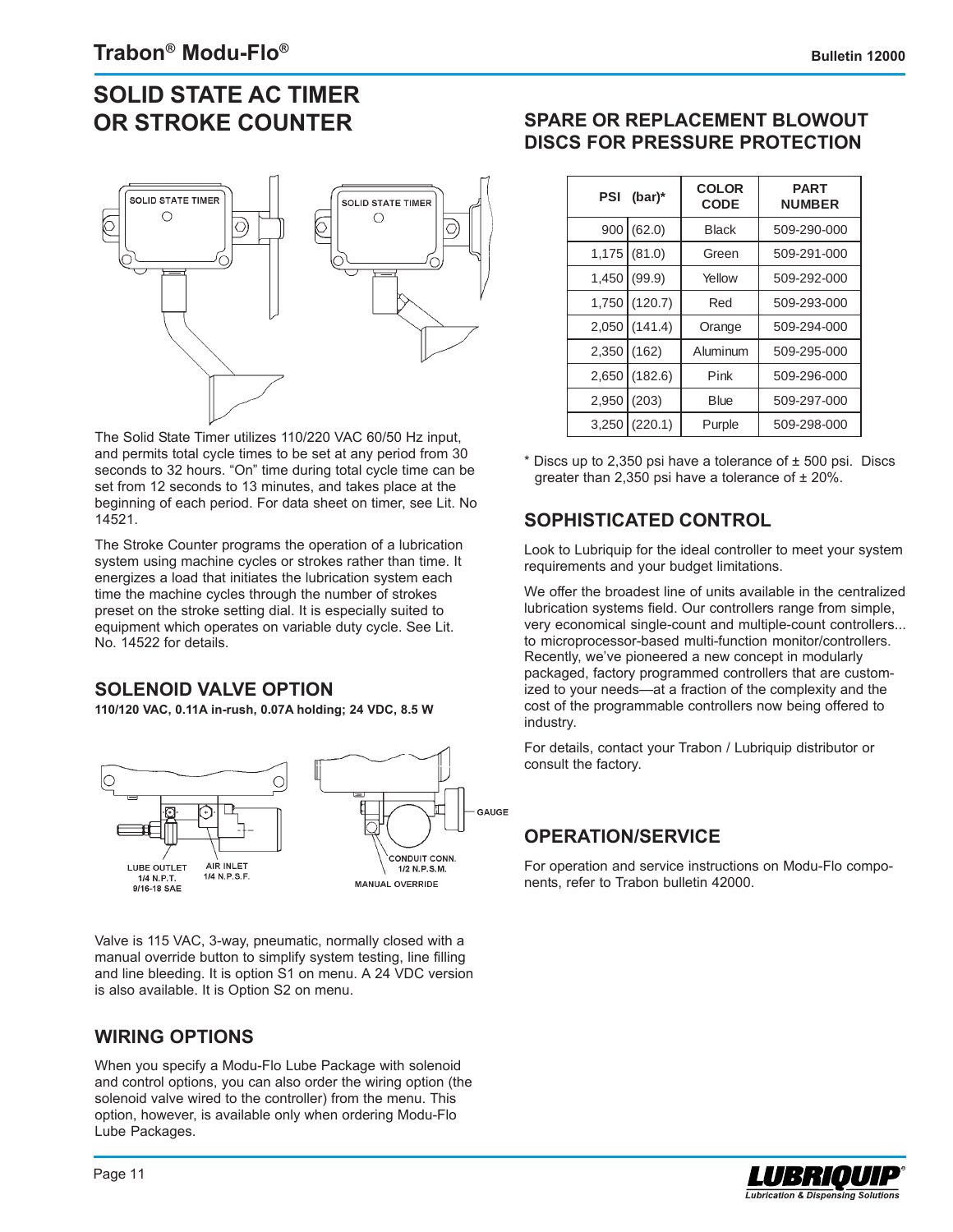## SOLID STATE AC TIMER OR STROKE COUNTER

SOLID STATE TIMER

SOLID STATE TIMER

The Solid State Timer utilizes 110/220 VAC 60/50 Hz input, and permits total cycle times to be set at any period from 30 seconds to 32 hours. "On" time during total cycle time can be set from 12 seconds to 13 minutes, and takes place at the beginning of each period. For data sheet on timer, see Lit. No 14521.

The Stroke Counter programs the operation of a lubrication system using machine cycles or strokes rather than time. It energizes a load that initiates the lubrication system each time the machine cycles through the number of strokes preset on the stroke setting dial. It is especially suited to equipment which operates on variable duty cycle. See Lit. No. 14522 for details.

## SOLENOID VALVE OPTION

**110/120 VAC, 0.11A in-rush, 0.07A holding; 24 VDC, 8.5 W**

LUBE OUTLET 1/4 N.P.T. 9/16-18 SAE

AIR INLET 1/4 N.P.S.F.

GAUGE

CONDUIT CONN. 1/2 N.P.S.M.

MANUAL OVERRIDE

Valve is 115 VAC, 3-way, pneumatic, normally closed with a manual override button to simplify system testing, line filling and line bleeding. It is option S1 on menu. A 24 VDC version is also available. It is Option S2 on menu.

## WIRING OPTIONS

When you specify a Modu-Flo Lube Package with solenoid and control options, you can also order the wiring option (the solenoid valve wired to the controller) from the menu. This option, however, is available only when ordering Modu-Flo Lube Packages.

## SPARE OR REPLACEMENT BLOWOUT DISCS FOR PRESSURE PROTECTION

| PSI | (bar)* | COLOR CODE | PART NUMBER |
|---|---|---|---|
| 900 | (62.0) | Black | 509-290-000 |
| 1,175 | (81.0) | Green | 509-291-000 |
| 1,450 | (99.9) | Yellow | 509-292-000 |
| 1,750 | (120.7) | Red | 509-293-000 |
| 2,050 | (141.4) | Orange | 509-294-000 |
| 2,350 | (162) | Aluminum | 509-295-000 |
| 2,650 | (182.6) | Pink | 509-296-000 |
| 2,950 | (203) | Blue | 509-297-000 |
| 3,250 | (220.1) | Purple | 509-298-000 |

* Discs up to 2,350 psi have a tolerance of ± 500 psi. Discs greater than 2,350 psi have a tolerance of ± 20%.

## SOPHISTICATED CONTROL

Look to Lubriquip for the ideal controller to meet your system requirements and your budget limitations.

We offer the broadest line of units available in the centralized lubrication systems field. Our controllers range from simple, very economical single-count and multiple-count controllers... to microprocessor-based multi-function monitor/controllers. Recently, we've pioneered a new concept in modularly packaged, factory programmed controllers that are customized to your needs—at a fraction of the complexity and the cost of the programmable controllers now being offered to industry.

For details, contact your Trabon / Lubriquip distributor or consult the factory.

## OPERATION/SERVICE

For operation and service instructions on Modu-Flo components, refer to Trabon bulletin 42000.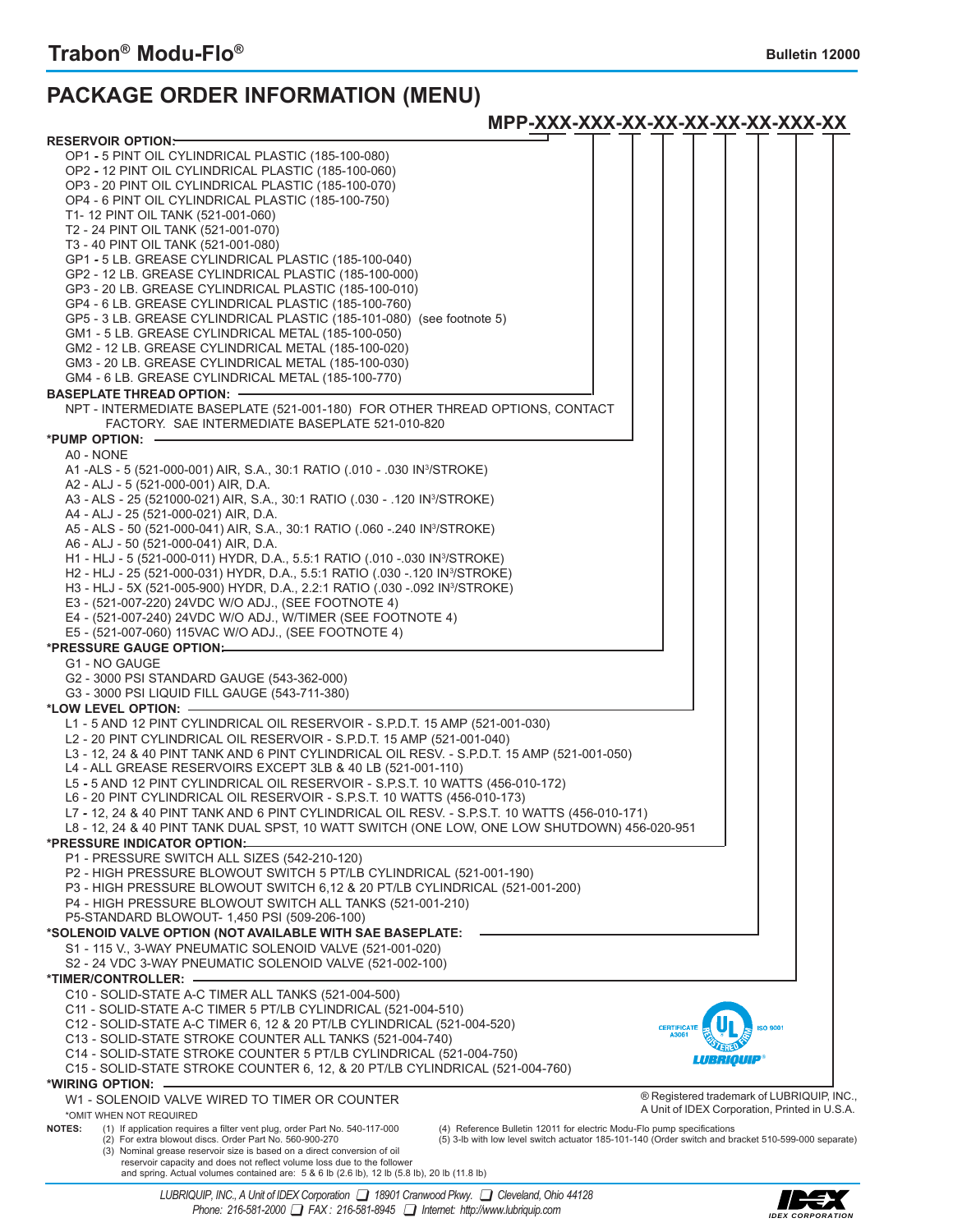# Trabon® Modu-Flo®

Bulletin 12000

## PACKAGE ORDER INFORMATION (MENU)

**MPP-XXX-XXX-XX-XX-XX-XX-XX-XXX-XX**

**RESERVOIR OPTION:**

- OP1 - 5 PINT OIL CYLINDRICAL PLASTIC (185-100-080)
- OP2 - 12 PINT OIL CYLINDRICAL PLASTIC (185-100-060)
- OP3 - 20 PINT OIL CYLINDRICAL PLASTIC (185-100-070)
- OP4 - 6 PINT OIL CYLINDRICAL PLASTIC (185-100-750)
- T1- 12 PINT OIL TANK (521-001-060)
- T2 - 24 PINT OIL TANK (521-001-070)
- T3 - 40 PINT OIL TANK (521-001-080)
- GP1 - 5 LB. GREASE CYLINDRICAL PLASTIC (185-100-040)
- GP2 - 12 LB. GREASE CYLINDRICAL PLASTIC (185-100-000)
- GP3 - 20 LB. GREASE CYLINDRICAL PLASTIC (185-100-010)
- GP4 - 6 LB. GREASE CYLINDRICAL PLASTIC (185-100-760)
- GP5 - 3 LB. GREASE CYLINDRICAL PLASTIC (185-101-080) (see footnote 5)
- GM1 - 5 LB. GREASE CYLINDRICAL METAL (185-100-050)
- GM2 - 12 LB. GREASE CYLINDRICAL METAL (185-100-020)
- GM3 - 20 LB. GREASE CYLINDRICAL METAL (185-100-030)
- GM4 - 6 LB. GREASE CYLINDRICAL METAL (185-100-770)

**BASEPLATE THREAD OPTION:**

- NPT - INTERMEDIATE BASEPLATE (521-001-180) FOR OTHER THREAD OPTIONS, CONTACT FACTORY. SAE INTERMEDIATE BASEPLATE 521-010-820

**\*PUMP OPTION:**

- A0 - NONE
- A1 -ALS - 5 (521-000-001) AIR, S.A., 30:1 RATIO (.010 - .030 IN³/STROKE)
- A2 - ALJ - 5 (521-000-001) AIR, D.A.
- A3 - ALS - 25 (521000-021) AIR, S.A., 30:1 RATIO (.030 - .120 IN³/STROKE)
- A4 - ALJ - 25 (521-000-021) AIR, D.A.
- A5 - ALS - 50 (521-000-041) AIR, S.A., 30:1 RATIO (.060 -.240 IN³/STROKE)
- A6 - ALJ - 50 (521-000-041) AIR, D.A.
- H1 - HLJ - 5 (521-000-011) HYDR, D.A., 5.5:1 RATIO (.010 -.030 IN³/STROKE)
- H2 - HLJ - 25 (521-000-031) HYDR, D.A., 5.5:1 RATIO (.030 -.120 IN³/STROKE)
- H3 - HLJ - 5X (521-005-900) HYDR, D.A., 2.2:1 RATIO (.030 -.092 IN³/STROKE)
- E3 - (521-007-220) 24VDC W/O ADJ., (SEE FOOTNOTE 4)
- E4 - (521-007-240) 24VDC W/O ADJ., W/TIMER (SEE FOOTNOTE 4)
- E5 - (521-007-060) 115VAC W/O ADJ., (SEE FOOTNOTE 4)

**\*PRESSURE GAUGE OPTION:**

- G1 - NO GAUGE
- G2 - 3000 PSI STANDARD GAUGE (543-362-000)
- G3 - 3000 PSI LIQUID FILL GAUGE (543-711-380)

**\*LOW LEVEL OPTION:**

- L1 - 5 AND 12 PINT CYLINDRICAL OIL RESERVOIR - S.P.D.T. 15 AMP (521-001-030)
- L2 - 20 PINT CYLINDRICAL OIL RESERVOIR - S.P.D.T. 15 AMP (521-001-040)
- L3 - 12, 24 & 40 PINT TANK AND 6 PINT CYLINDRICAL OIL RESV. - S.P.D.T. 15 AMP (521-001-050)
- L4 - ALL GREASE RESERVOIRS EXCEPT 3LB & 40 LB (521-001-110)
- L5 - 5 AND 12 PINT CYLINDRICAL OIL RESERVOIR - S.P.S.T. 10 WATTS (456-010-172)
- L6 - 20 PINT CYLINDRICAL OIL RESERVOIR - S.P.S.T. 10 WATTS (456-010-173)
- L7 - 12, 24 & 40 PINT TANK AND 6 PINT CYLINDRICAL OIL RESV. - S.P.S.T. 10 WATTS (456-010-171)
- L8 - 12, 24 & 40 PINT TANK DUAL SPST, 10 WATT SWITCH (ONE LOW, ONE LOW SHUTDOWN) 456-020-951

**\*PRESSURE INDICATOR OPTION:**

- P1 - PRESSURE SWITCH ALL SIZES (542-210-120)
- P2 - HIGH PRESSURE BLOWOUT SWITCH 5 PT/LB CYLINDRICAL (521-001-190)
- P3 - HIGH PRESSURE BLOWOUT SWITCH 6,12 & 20 PT/LB CYLINDRICAL (521-001-200)
- P4 - HIGH PRESSURE BLOWOUT SWITCH ALL TANKS (521-001-210)
- P5-STANDARD BLOWOUT- 1,450 PSI (509-206-100)

**\*SOLENOID VALVE OPTION (NOT AVAILABLE WITH SAE BASEPLATE:**

- S1 - 115 V., 3-WAY PNEUMATIC SOLENOID VALVE (521-001-020)
- S2 - 24 VDC 3-WAY PNEUMATIC SOLENOID VALVE (521-002-100)

**\*TIMER/CONTROLLER:**

- C10 - SOLID-STATE A-C TIMER ALL TANKS (521-004-500)
- C11 - SOLID-STATE A-C TIMER 5 PT/LB CYLINDRICAL (521-004-510)
- C12 - SOLID-STATE A-C TIMER 6, 12 & 20 PT/LB CYLINDRICAL (521-004-520)
- C13 - SOLID-STATE STROKE COUNTER ALL TANKS (521-004-740)
- C14 - SOLID-STATE STROKE COUNTER 5 PT/LB CYLINDRICAL (521-004-750)
- C15 - SOLID-STATE STROKE COUNTER 6, 12, & 20 PT/LB CYLINDRICAL (521-004-760)

**\*WIRING OPTION:**

- W1 - SOLENOID VALVE WIRED TO TIMER OR COUNTER

\*OMIT WHEN NOT REQUIRED

CERTIFICATE A3061 — ISO 9001 — LUBRIQUIP®

® Registered trademark of LUBRIQUIP, INC., A Unit of IDEX Corporation, Printed in U.S.A.

**NOTES:**

(1) If application requires a filter vent plug, order Part No. 540-117-000
(2) For extra blowout discs. Order Part No. 560-900-270
(3) Nominal grease reservoir size is based on a direct conversion of oil reservoir capacity and does not reflect volume loss due to the follower and spring. Actual volumes contained are: 5 & 6 lb (2.6 lb), 12 lb (5.8 lb), 20 lb (11.8 lb)
(4) Reference Bulletin 12011 for electric Modu-Flo pump specifications
(5) 3-lb with low level switch actuator 185-101-140 (Order switch and bracket 510-599-000 separate)

*LUBRIQUIP, INC., A Unit of IDEX Corporation — 18901 Cranwood Pkwy. — Cleveland, Ohio 44128*
*Phone: 216-581-2000 — FAX: 216-581-8945 — Internet: http://www.lubriquip.com*

IDEX CORPORATION